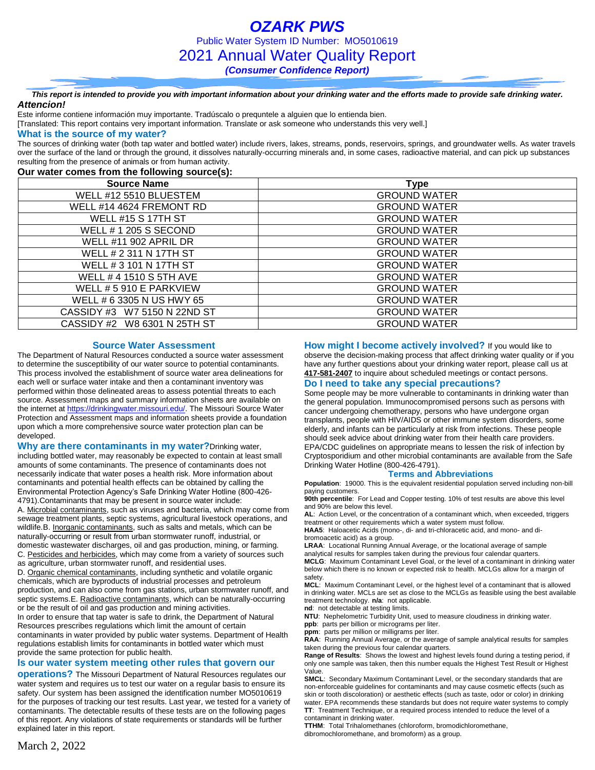# OZARK PWS

Public Water System ID Number: MO5010619

## 2021 Annual Water Quality Report

***(Consumer Confidence Report)***

***This report is intended to provide you with important information about your drinking water and the efforts made to provide safe drinking water.***

***Attencion!***

Este informe contiene información muy importante. Tradúscalo o prequntele a alguien que lo entienda bien.

[Translated: This report contains very important information. Translate or ask someone who understands this very well.]

### What is the source of my water?

The sources of drinking water (both tap water and bottled water) include rivers, lakes, streams, ponds, reservoirs, springs, and groundwater wells. As water travels over the surface of the land or through the ground, it dissolves naturally-occurring minerals and, in some cases, radioactive material, and can pick up substances resulting from the presence of animals or from human activity.

**Our water comes from the following source(s):**

| Source Name | Type |
|---|---|
| WELL #12 5510 BLUESTEM | GROUND WATER |
| WELL #14 4624 FREMONT RD | GROUND WATER |
| WELL #15 S 17TH ST | GROUND WATER |
| WELL # 1 205 S SECOND | GROUND WATER |
| WELL #11 902 APRIL DR | GROUND WATER |
| WELL # 2 311 N 17TH ST | GROUND WATER |
| WELL # 3 101 N 17TH ST | GROUND WATER |
| WELL # 4 1510 S 5TH AVE | GROUND WATER |
| WELL # 5 910 E PARKVIEW | GROUND WATER |
| WELL # 6 3305 N US HWY 65 | GROUND WATER |
| CASSIDY #3 W7 5150 N 22ND ST | GROUND WATER |
| CASSIDY #2 W8 6301 N 25TH ST | GROUND WATER |

### Source Water Assessment

The Department of Natural Resources conducted a source water assessment to determine the susceptibility of our water source to potential contaminants. This process involved the establishment of source water area delineations for each well or surface water intake and then a contaminant inventory was performed within those delineated areas to assess potential threats to each source. Assessment maps and summary information sheets are available on the internet at https://drinkingwater.missouri.edu/. The Missouri Source Water Protection and Assessment maps and information sheets provide a foundation upon which a more comprehensive source water protection plan can be developed.

### Why are there contaminants in my water?

Drinking water, including bottled water, may reasonably be expected to contain at least small amounts of some contaminants. The presence of contaminants does not necessarily indicate that water poses a health risk. More information about contaminants and potential health effects can be obtained by calling the Environmental Protection Agency's Safe Drinking Water Hotline (800-426-4791).Contaminants that may be present in source water include:

A. Microbial contaminants, such as viruses and bacteria, which may come from sewage treatment plants, septic systems, agricultural livestock operations, and wildlife.B. Inorganic contaminants, such as salts and metals, which can be naturally-occurring or result from urban stormwater runoff, industrial, or domestic wastewater discharges, oil and gas production, mining, or farming.
C. Pesticides and herbicides, which may come from a variety of sources such as agriculture, urban stormwater runoff, and residential uses.
D. Organic chemical contaminants, including synthetic and volatile organic chemicals, which are byproducts of industrial processes and petroleum production, and can also come from gas stations, urban stormwater runoff, and septic systems.E. Radioactive contaminants, which can be naturally-occurring or be the result of oil and gas production and mining activities.

In order to ensure that tap water is safe to drink, the Department of Natural Resources prescribes regulations which limit the amount of certain contaminants in water provided by public water systems. Department of Health regulations establish limits for contaminants in bottled water which must provide the same protection for public health.

### Is our water system meeting other rules that govern our operations?

The Missouri Department of Natural Resources regulates our water system and requires us to test our water on a regular basis to ensure its safety. Our system has been assigned the identification number MO5010619 for the purposes of tracking our test results. Last year, we tested for a variety of contaminants. The detectable results of these tests are on the following pages of this report. Any violations of state requirements or standards will be further explained later in this report.

### How might I become actively involved?

If you would like to observe the decision-making process that affect drinking water quality or if you have any further questions about your drinking water report, please call us at **417-581-2407** to inquire about scheduled meetings or contact persons.

### Do I need to take any special precautions?

Some people may be more vulnerable to contaminants in drinking water than the general population. Immunocompromised persons such as persons with cancer undergoing chemotherapy, persons who have undergone organ transplants, people with HIV/AIDS or other immune system disorders, some elderly, and infants can be particularly at risk from infections. These people should seek advice about drinking water from their health care providers. EPA/CDC guidelines on appropriate means to lessen the risk of infection by Cryptosporidium and other microbial contaminants are available from the Safe Drinking Water Hotline (800-426-4791).

### Terms and Abbreviations

**Population**: 19000. This is the equivalent residential population served including non-bill paying customers.
**90th percentile**: For Lead and Copper testing. 10% of test results are above this level and 90% are below this level.
**AL**: Action Level, or the concentration of a contaminant which, when exceeded, triggers treatment or other requirements which a water system must follow.
**HAA5**: Haloacetic Acids (mono-, di- and tri-chloracetic acid, and mono- and di-bromoacetic acid) as a group.
**LRAA**: Locational Running Annual Average, or the locational average of sample analytical results for samples taken during the previous four calendar quarters.
**MCLG**: Maximum Contaminant Level Goal, or the level of a contaminant in drinking water below which there is no known or expected risk to health. MCLGs allow for a margin of safety.
**MCL**: Maximum Contaminant Level, or the highest level of a contaminant that is allowed in drinking water. MCLs are set as close to the MCLGs as feasible using the best available treatment technology. **n/a**: not applicable.
**nd**: not detectable at testing limits.
**NTU**: Nephelometric Turbidity Unit, used to measure cloudiness in drinking water.
**ppb**: parts per billion or micrograms per liter.
**ppm**: parts per million or milligrams per liter.
**RAA**: Running Annual Average, or the average of sample analytical results for samples taken during the previous four calendar quarters.
**Range of Results**: Shows the lowest and highest levels found during a testing period, if only one sample was taken, then this number equals the Highest Test Result or Highest Value.
**SMCL**: Secondary Maximum Contaminant Level, or the secondary standards that are non-enforceable guidelines for contaminants and may cause cosmetic effects (such as skin or tooth discoloration) or aesthetic effects (such as taste, odor or color) in drinking water. EPA recommends these standards but does not require water systems to comply
**TT**: Treatment Technique, or a required process intended to reduce the level of a contaminant in drinking water.
**TTHM**: Total Trihalomethanes (chloroform, bromodichloromethane, dibromochloromethane, and bromoform) as a group.

March 2, 2022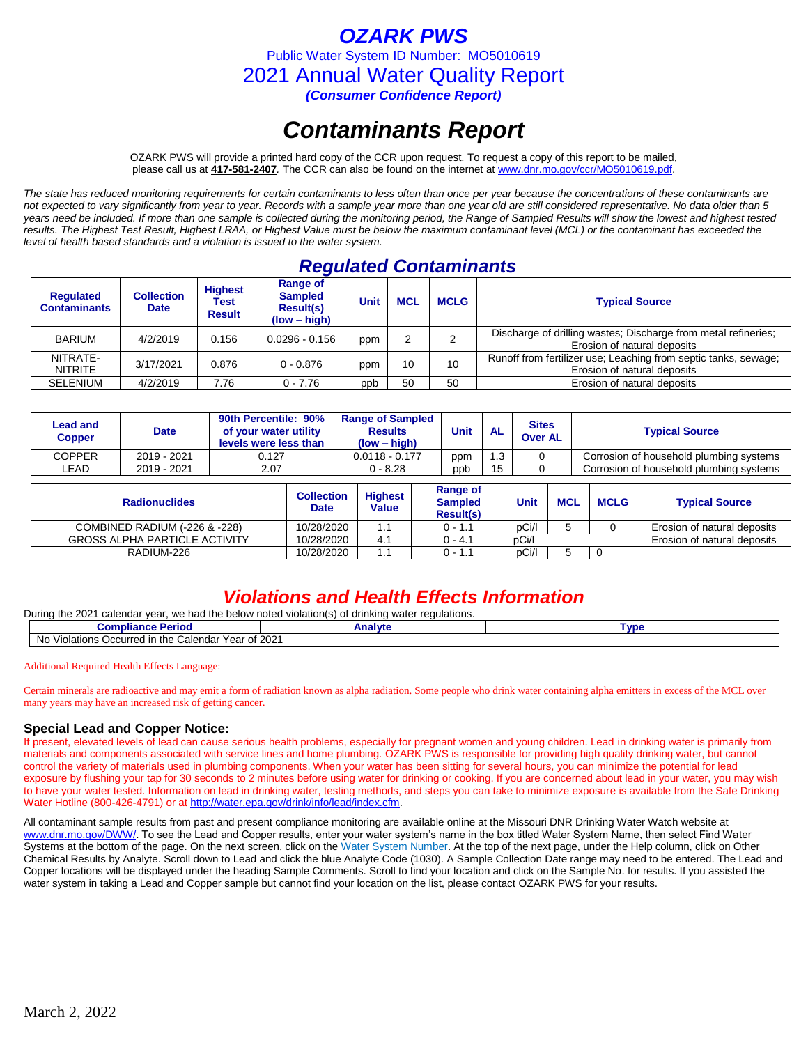# OZARK PWS

Public Water System ID Number: MO5010619

2021 Annual Water Quality Report

*(Consumer Confidence Report)*

# *Contaminants Report*

OZARK PWS will provide a printed hard copy of the CCR upon request. To request a copy of this report to be mailed, please call us at **417-581-2407**. The CCR can also be found on the internet at www.dnr.mo.gov/ccr/MO5010619.pdf.

*The state has reduced monitoring requirements for certain contaminants to less often than once per year because the concentrations of these contaminants are not expected to vary significantly from year to year. Records with a sample year more than one year old are still considered representative. No data older than 5 years need be included. If more than one sample is collected during the monitoring period, the Range of Sampled Results will show the lowest and highest tested results. The Highest Test Result, Highest LRAA, or Highest Value must be below the maximum contaminant level (MCL) or the contaminant has exceeded the level of health based standards and a violation is issued to the water system.*

## *Regulated Contaminants*

| Regulated Contaminants | Collection Date | Highest Test Result | Range of Sampled Result(s) (low – high) | Unit | MCL | MCLG | Typical Source |
|---|---|---|---|---|---|---|---|
| BARIUM | 4/2/2019 | 0.156 | 0.0296 - 0.156 | ppm | 2 | 2 | Discharge of drilling wastes; Discharge from metal refineries; Erosion of natural deposits |
| NITRATE-NITRITE | 3/17/2021 | 0.876 | 0 - 0.876 | ppm | 10 | 10 | Runoff from fertilizer use; Leaching from septic tanks, sewage; Erosion of natural deposits |
| SELENIUM | 4/2/2019 | 7.76 | 0 - 7.76 | ppb | 50 | 50 | Erosion of natural deposits |

| Lead and Copper | Date | 90th Percentile: 90% of your water utility levels were less than | Range of Sampled Results (low – high) | Unit | AL | Sites Over AL | Typical Source |
|---|---|---|---|---|---|---|---|
| COPPER | 2019 - 2021 | 0.127 | 0.0118 - 0.177 | ppm | 1.3 | 0 | Corrosion of household plumbing systems |
| LEAD | 2019 - 2021 | 2.07 | 0 - 8.28 | ppb | 15 | 0 | Corrosion of household plumbing systems |

| Radionuclides | Collection Date | Highest Value | Range of Sampled Result(s) | Unit | MCL | MCLG | Typical Source |
|---|---|---|---|---|---|---|---|
| COMBINED RADIUM (-226 & -228) | 10/28/2020 | 1.1 | 0 - 1.1 | pCi/l | 5 | 0 | Erosion of natural deposits |
| GROSS ALPHA PARTICLE ACTIVITY | 10/28/2020 | 4.1 | 0 - 4.1 | pCi/l | | | Erosion of natural deposits |
| RADIUM-226 | 10/28/2020 | 1.1 | 0 - 1.1 | pCi/l | 5 | 0 | |

## *Violations and Health Effects Information*

During the 2021 calendar year, we had the below noted violation(s) of drinking water regulations.

| Compliance Period | Analyte | Type |
|---|---|---|
| No Violations Occurred in the Calendar Year of 2021 | | |

Additional Required Health Effects Language:

Certain minerals are radioactive and may emit a form of radiation known as alpha radiation. Some people who drink water containing alpha emitters in excess of the MCL over many years may have an increased risk of getting cancer.

### Special Lead and Copper Notice:

If present, elevated levels of lead can cause serious health problems, especially for pregnant women and young children. Lead in drinking water is primarily from materials and components associated with service lines and home plumbing. OZARK PWS is responsible for providing high quality drinking water, but cannot control the variety of materials used in plumbing components. When your water has been sitting for several hours, you can minimize the potential for lead exposure by flushing your tap for 30 seconds to 2 minutes before using water for drinking or cooking. If you are concerned about lead in your water, you may wish to have your water tested. Information on lead in drinking water, testing methods, and steps you can take to minimize exposure is available from the Safe Drinking Water Hotline (800-426-4791) or at http://water.epa.gov/drink/info/lead/index.cfm.

All contaminant sample results from past and present compliance monitoring are available online at the Missouri DNR Drinking Water Watch website at www.dnr.mo.gov/DWW/. To see the Lead and Copper results, enter your water system's name in the box titled Water System Name, then select Find Water Systems at the bottom of the page. On the next screen, click on the Water System Number. At the top of the next page, under the Help column, click on Other Chemical Results by Analyte. Scroll down to Lead and click the blue Analyte Code (1030). A Sample Collection Date range may need to be entered. The Lead and Copper locations will be displayed under the heading Sample Comments. Scroll to find your location and click on the Sample No. for results. If you assisted the water system in taking a Lead and Copper sample but cannot find your location on the list, please contact OZARK PWS for your results.

March 2, 2022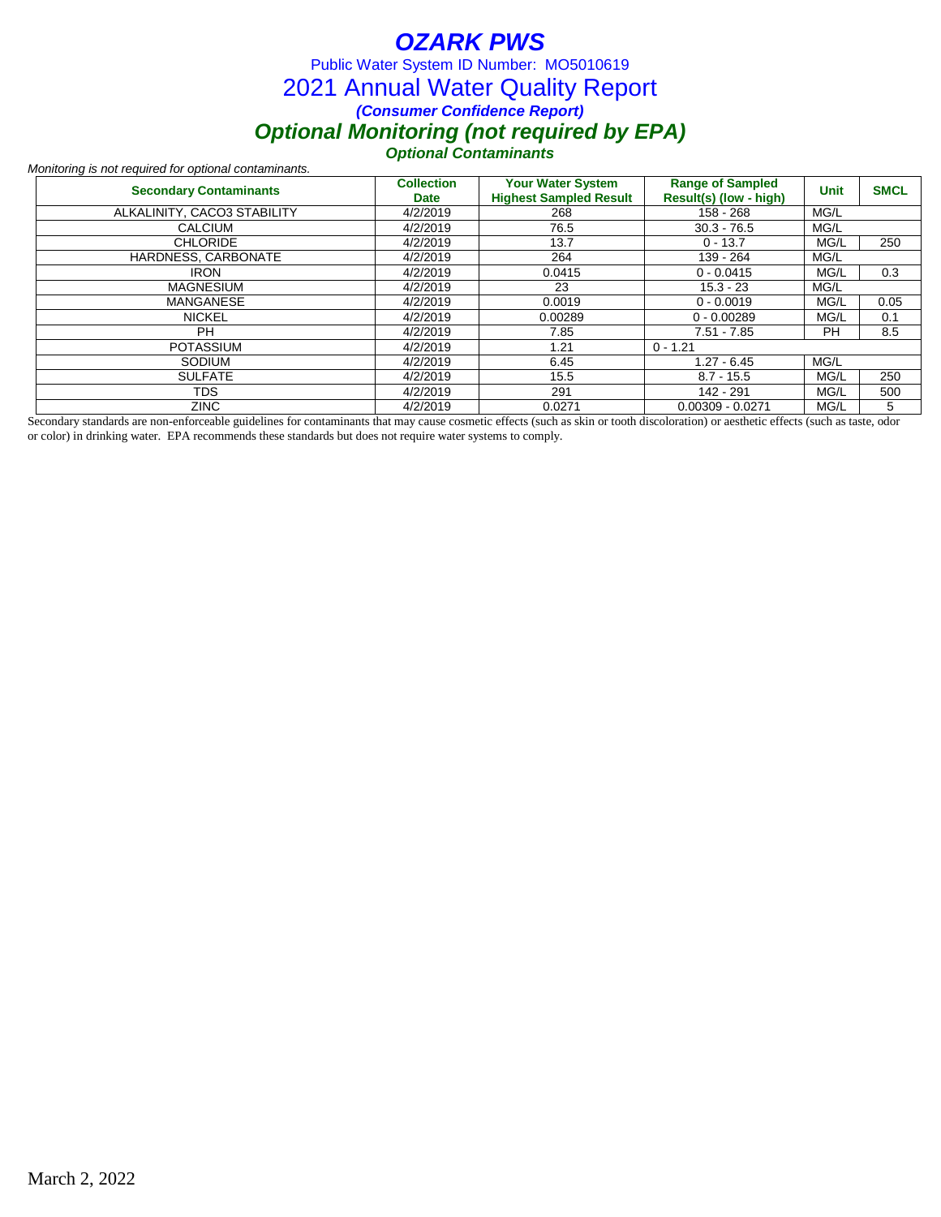# OZARK PWS

Public Water System ID Number: MO5010619

## 2021 Annual Water Quality Report

***(Consumer Confidence Report)***

## *Optional Monitoring (not required by EPA)*

***Optional Contaminants***

*Monitoring is not required for optional contaminants.*

| Secondary Contaminants | Collection Date | Your Water System Highest Sampled Result | Range of Sampled Result(s) (low - high) | Unit | SMCL |
|---|---|---|---|---|---|
| ALKALINITY, CACO3 STABILITY | 4/2/2019 | 268 | 158 - 268 | MG/L | |
| CALCIUM | 4/2/2019 | 76.5 | 30.3 - 76.5 | MG/L | |
| CHLORIDE | 4/2/2019 | 13.7 | 0 - 13.7 | MG/L | 250 |
| HARDNESS, CARBONATE | 4/2/2019 | 264 | 139 - 264 | MG/L | |
| IRON | 4/2/2019 | 0.0415 | 0 - 0.0415 | MG/L | 0.3 |
| MAGNESIUM | 4/2/2019 | 23 | 15.3 - 23 | MG/L | |
| MANGANESE | 4/2/2019 | 0.0019 | 0 - 0.0019 | MG/L | 0.05 |
| NICKEL | 4/2/2019 | 0.00289 | 0 - 0.00289 | MG/L | 0.1 |
| PH | 4/2/2019 | 7.85 | 7.51 - 7.85 | PH | 8.5 |
| POTASSIUM | 4/2/2019 | 1.21 | 0 - 1.21 | | |
| SODIUM | 4/2/2019 | 6.45 | 1.27 - 6.45 | MG/L | |
| SULFATE | 4/2/2019 | 15.5 | 8.7 - 15.5 | MG/L | 250 |
| TDS | 4/2/2019 | 291 | 142 - 291 | MG/L | 500 |
| ZINC | 4/2/2019 | 0.0271 | 0.00309 - 0.0271 | MG/L | 5 |

Secondary standards are non-enforceable guidelines for contaminants that may cause cosmetic effects (such as skin or tooth discoloration) or aesthetic effects (such as taste, odor or color) in drinking water. EPA recommends these standards but does not require water systems to comply.

March 2, 2022